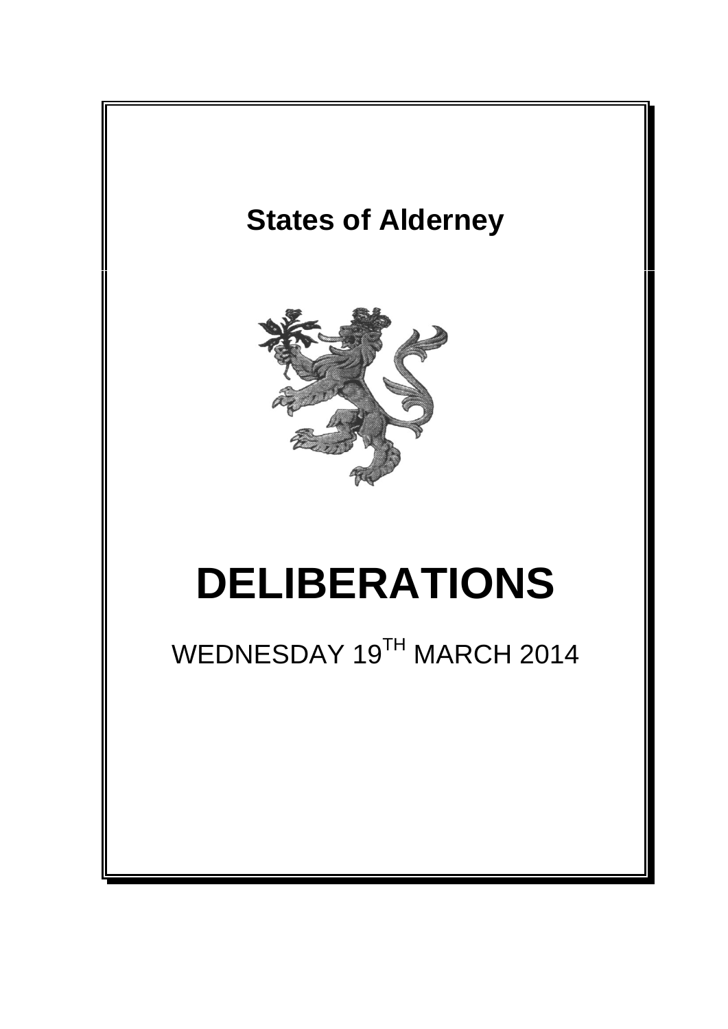# States of Alderney

# DELIBERATIONS

WEDNESDAY 19TH MARCH 2014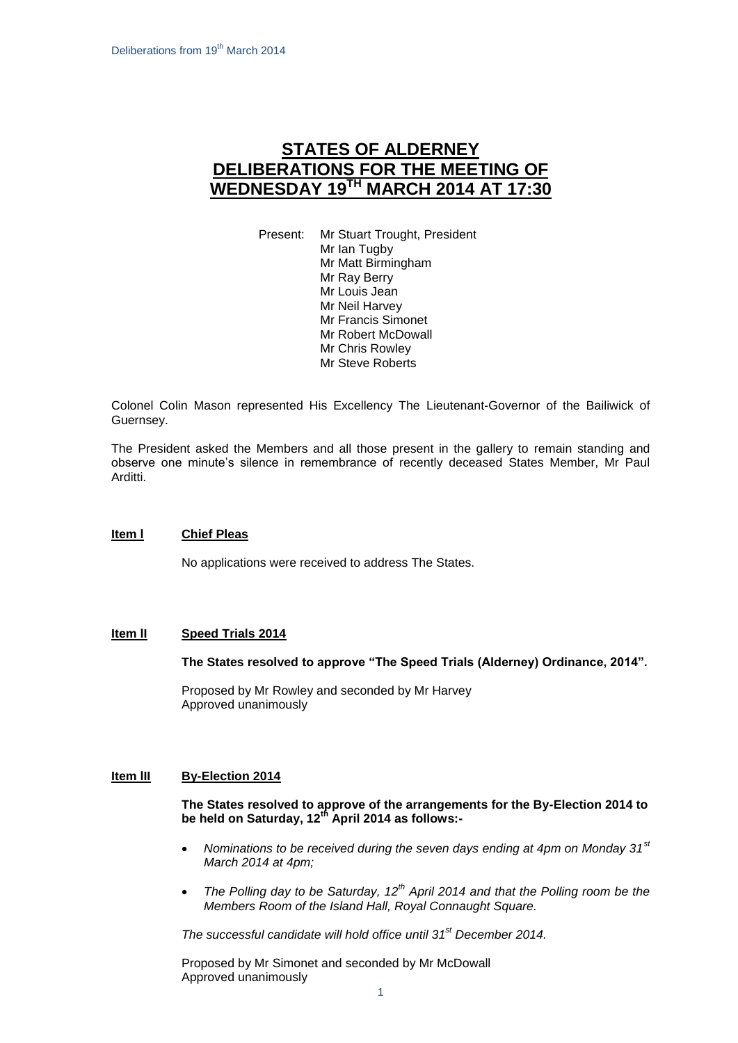# STATES OF ALDERNEY DELIBERATIONS FOR THE MEETING OF WEDNESDAY 19TH MARCH 2014 AT 17:30

Present: Mr Stuart Trought, President
Mr Ian Tugby
Mr Matt Birmingham
Mr Ray Berry
Mr Louis Jean
Mr Neil Harvey
Mr Francis Simonet
Mr Robert McDowall
Mr Chris Rowley
Mr Steve Roberts

Colonel Colin Mason represented His Excellency The Lieutenant-Governor of the Bailiwick of Guernsey.

The President asked the Members and all those present in the gallery to remain standing and observe one minute's silence in remembrance of recently deceased States Member, Mr Paul Arditti.

**Item l** **Chief Pleas**

No applications were received to address The States.

**Item ll** **Speed Trials 2014**

**The States resolved to approve "The Speed Trials (Alderney) Ordinance, 2014".**

Proposed by Mr Rowley and seconded by Mr Harvey
Approved unanimously

**Item lll** **By-Election 2014**

**The States resolved to approve of the arrangements for the By-Election 2014 to be held on Saturday, 12th April 2014 as follows:-**

- *Nominations to be received during the seven days ending at 4pm on Monday 31st March 2014 at 4pm;*
- *The Polling day to be Saturday, 12th April 2014 and that the Polling room be the Members Room of the Island Hall, Royal Connaught Square.*

*The successful candidate will hold office until 31st December 2014.*

Proposed by Mr Simonet and seconded by Mr McDowall
Approved unanimously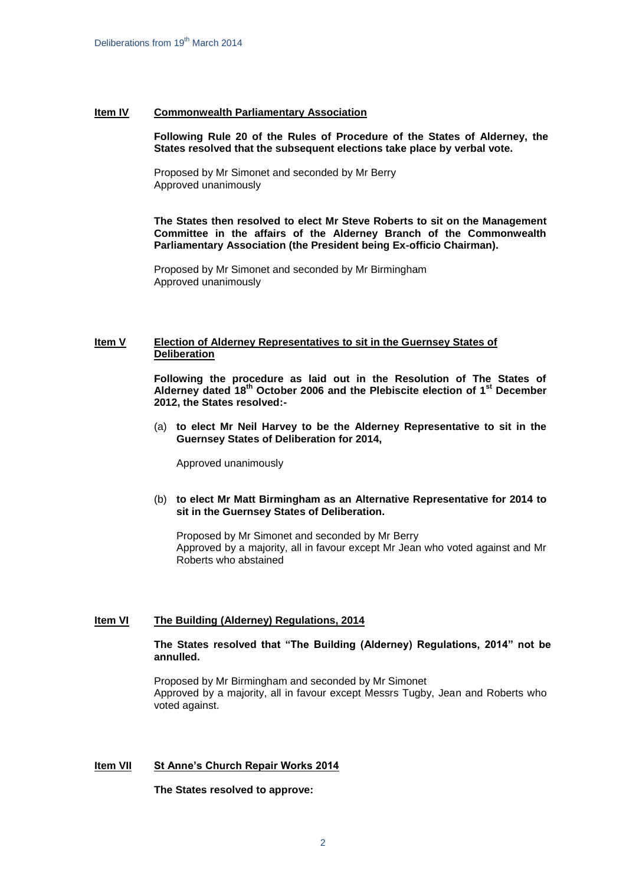**Item IV** **Commonwealth Parliamentary Association**

**Following Rule 20 of the Rules of Procedure of the States of Alderney, the States resolved that the subsequent elections take place by verbal vote.**

Proposed by Mr Simonet and seconded by Mr Berry
Approved unanimously

**The States then resolved to elect Mr Steve Roberts to sit on the Management Committee in the affairs of the Alderney Branch of the Commonwealth Parliamentary Association (the President being Ex-officio Chairman).**

Proposed by Mr Simonet and seconded by Mr Birmingham
Approved unanimously

**Item V** **Election of Alderney Representatives to sit in the Guernsey States of Deliberation**

**Following the procedure as laid out in the Resolution of The States of Alderney dated 18th October 2006 and the Plebiscite election of 1st December 2012, the States resolved:-**

(a) **to elect Mr Neil Harvey to be the Alderney Representative to sit in the Guernsey States of Deliberation for 2014,**

Approved unanimously

(b) **to elect Mr Matt Birmingham as an Alternative Representative for 2014 to sit in the Guernsey States of Deliberation.**

Proposed by Mr Simonet and seconded by Mr Berry
Approved by a majority, all in favour except Mr Jean who voted against and Mr Roberts who abstained

**Item VI** **The Building (Alderney) Regulations, 2014**

**The States resolved that "The Building (Alderney) Regulations, 2014" not be annulled.**

Proposed by Mr Birmingham and seconded by Mr Simonet
Approved by a majority, all in favour except Messrs Tugby, Jean and Roberts who voted against.

**Item VII** **St Anne's Church Repair Works 2014**

**The States resolved to approve:**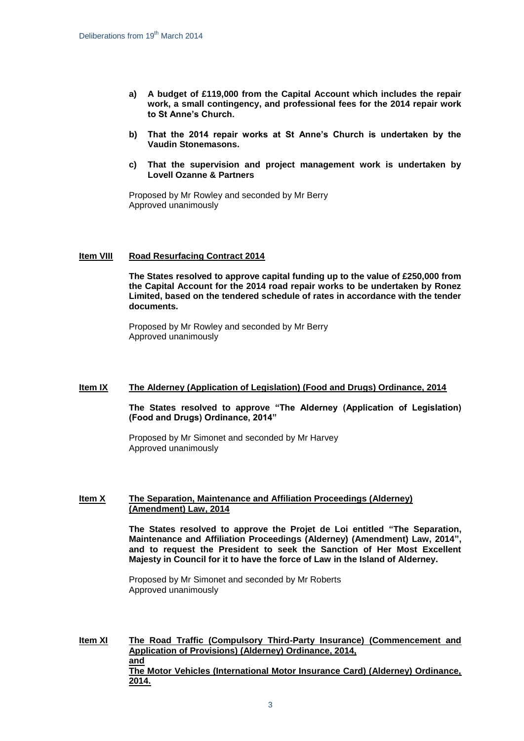**a) A budget of £119,000 from the Capital Account which includes the repair work, a small contingency, and professional fees for the 2014 repair work to St Anne's Church.**

**b) That the 2014 repair works at St Anne's Church is undertaken by the Vaudin Stonemasons.**

**c) That the supervision and project management work is undertaken by Lovell Ozanne & Partners**

Proposed by Mr Rowley and seconded by Mr Berry
Approved unanimously

**Item VIII** **Road Resurfacing Contract 2014**

**The States resolved to approve capital funding up to the value of £250,000 from the Capital Account for the 2014 road repair works to be undertaken by Ronez Limited, based on the tendered schedule of rates in accordance with the tender documents.**

Proposed by Mr Rowley and seconded by Mr Berry
Approved unanimously

**Item IX** **The Alderney (Application of Legislation) (Food and Drugs) Ordinance, 2014**

**The States resolved to approve "The Alderney (Application of Legislation) (Food and Drugs) Ordinance, 2014"**

Proposed by Mr Simonet and seconded by Mr Harvey
Approved unanimously

**Item X** **The Separation, Maintenance and Affiliation Proceedings (Alderney) (Amendment) Law, 2014**

**The States resolved to approve the Projet de Loi entitled "The Separation, Maintenance and Affiliation Proceedings (Alderney) (Amendment) Law, 2014", and to request the President to seek the Sanction of Her Most Excellent Majesty in Council for it to have the force of Law in the Island of Alderney.**

Proposed by Mr Simonet and seconded by Mr Roberts
Approved unanimously

**Item XI** **The Road Traffic (Compulsory Third-Party Insurance) (Commencement and Application of Provisions) (Alderney) Ordinance, 2014, and The Motor Vehicles (International Motor Insurance Card) (Alderney) Ordinance, 2014.**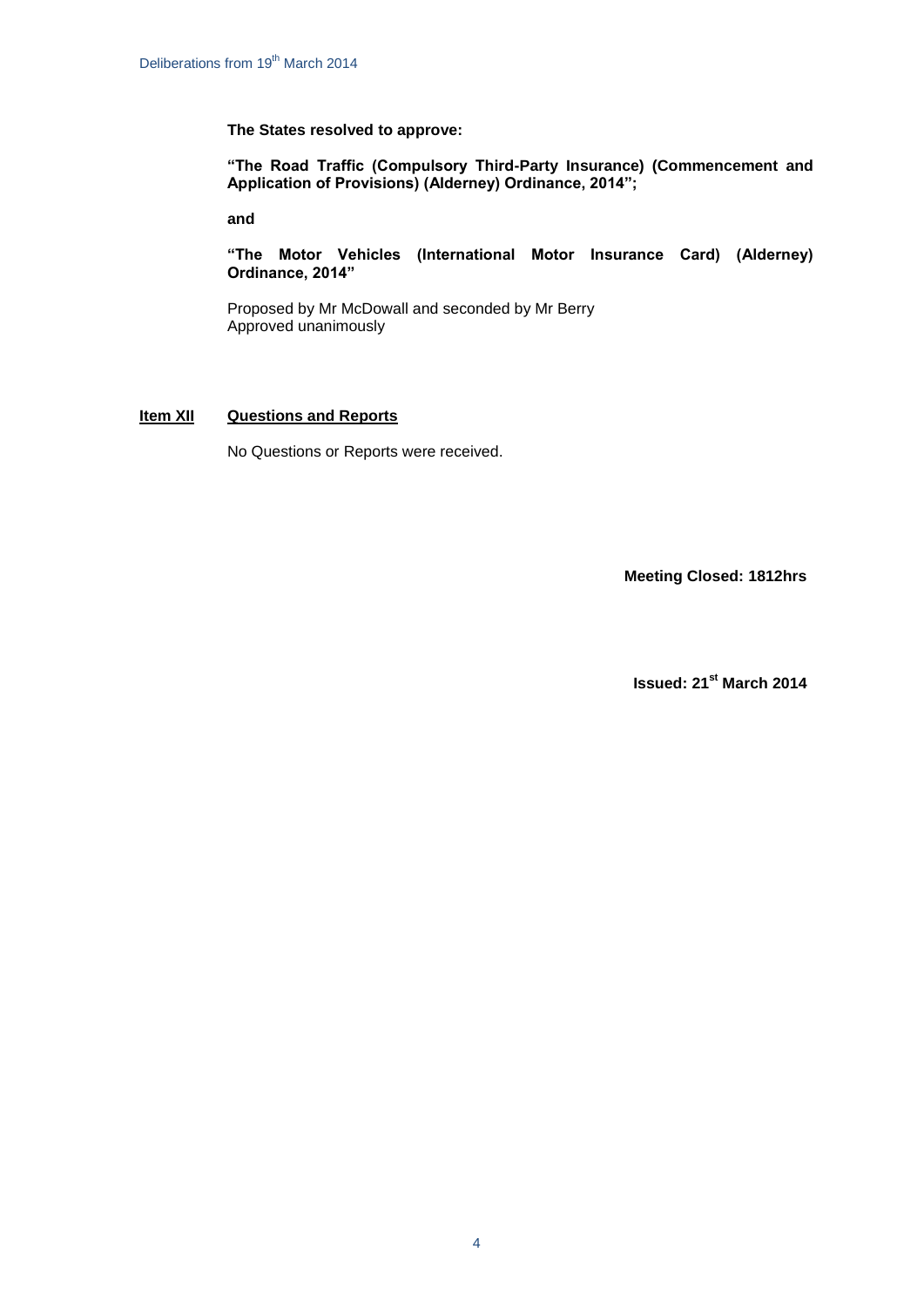**The States resolved to approve:**

**"The Road Traffic (Compulsory Third-Party Insurance) (Commencement and Application of Provisions) (Alderney) Ordinance, 2014";**

**and**

**"The Motor Vehicles (International Motor Insurance Card) (Alderney) Ordinance, 2014"**

Proposed by Mr McDowall and seconded by Mr Berry
Approved unanimously

## Item XII Questions and Reports

No Questions or Reports were received.

**Meeting Closed: 1812hrs**

**Issued: 21st March 2014**